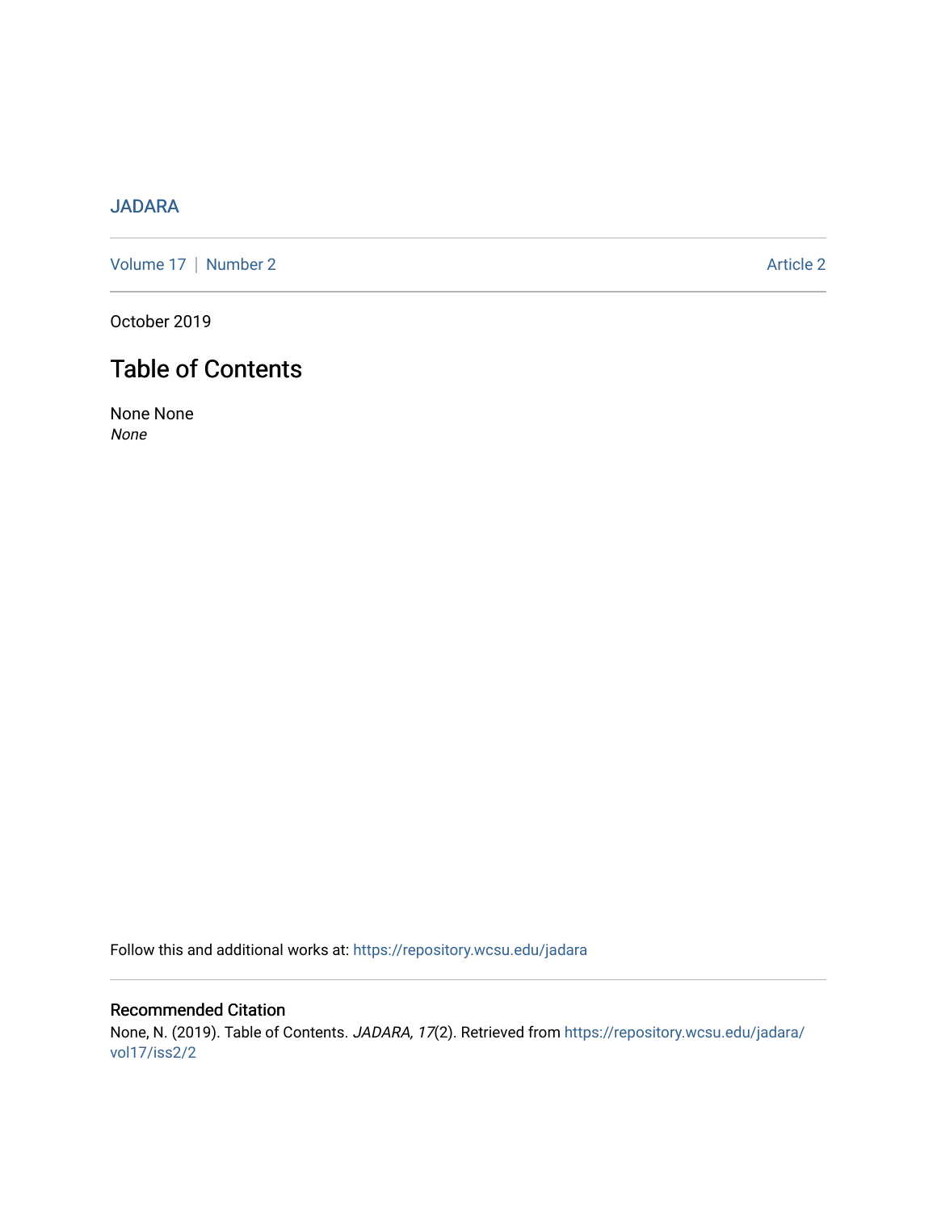JADARA

Volume 17 | Number 2 Article 2

October 2019

# Table of Contents

None None
*None*

Follow this and additional works at: https://repository.wcsu.edu/jadara

## Recommended Citation

None, N. (2019). Table of Contents. *JADARA, 17*(2). Retrieved from https://repository.wcsu.edu/jadara/vol17/iss2/2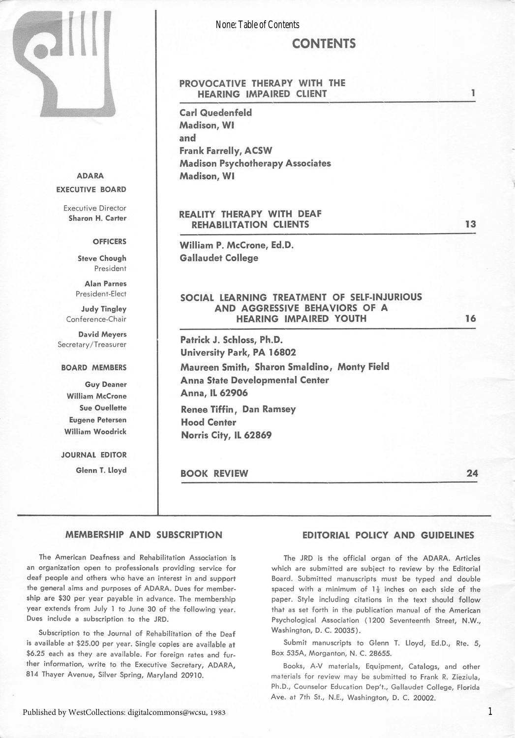# CONTENTS

**PROVOCATIVE THERAPY WITH THE HEARING IMPAIRED CLIENT** — 1

Carl Quedenfeld
Madison, WI
and
Frank Farrelly, ACSW
Madison Psychotherapy Associates
Madison, WI

**REALITY THERAPY WITH DEAF REHABILITATION CLIENTS** — 13

William P. McCrone, Ed.D.
Gallaudet College

**SOCIAL LEARNING TREATMENT OF SELF-INJURIOUS AND AGGRESSIVE BEHAVIORS OF A HEARING IMPAIRED YOUTH** — 16

Patrick J. Schloss, Ph.D.
University Park, PA 16802

Maureen Smith, Sharon Smaldino, Monty Field
Anna State Developmental Center
Anna, IL 62906

Renee Tiffin, Dan Ramsey
Hood Center
Norris City, IL 62869

**BOOK REVIEW** — 24

## ADARA EXECUTIVE BOARD

Executive Director
**Sharon H. Carter**

### OFFICERS

**Steve Chough**
President

**Alan Parnes**
President-Elect

**Judy Tingley**
Conference-Chair

**David Meyers**
Secretary/Treasurer

### BOARD MEMBERS

**Guy Deaner**
**William McCrone**
**Sue Ouellette**
**Eugene Petersen**
**William Woodrick**

### JOURNAL EDITOR

**Glenn T. Lloyd**

## MEMBERSHIP AND SUBSCRIPTION

The American Deafness and Rehabilitation Association is an organization open to professionals providing service for deaf people and others who have an interest in and support the general aims and purposes of ADARA. Dues for membership are $30 per year payable in advance. The membership year extends from July 1 to June 30 of the following year. Dues include a subscription to the JRD.

Subscription to the Journal of Rehabilitation of the Deaf is available at $25.00 per year. Single copies are available at $6.25 each as they are available. For foreign rates and further information, write to the Executive Secretary, ADARA, 814 Thayer Avenue, Silver Spring, Maryland 20910.

## EDITORIAL POLICY AND GUIDELINES

The JRD is the official organ of the ADARA. Articles which are submitted are subject to review by the Editorial Board. Submitted manuscripts must be typed and double spaced with a minimum of 1½ inches on each side of the paper. Style including citations in the text should follow that as set forth in the publication manual of the American Psychological Association (1200 Seventeenth Street, N.W., Washington, D. C. 20035).

Submit manuscripts to Glenn T. Lloyd, Ed.D., Rte. 5, Box 535A, Morganton, N. C. 28655.

Books, A-V materials, Equipment, Catalogs, and other materials for review may be submitted to Frank R. Zieziula, Ph.D., Counselor Education Dep't., Gallaudet College, Florida Ave. at 7th St., N.E., Washington, D. C. 20002.